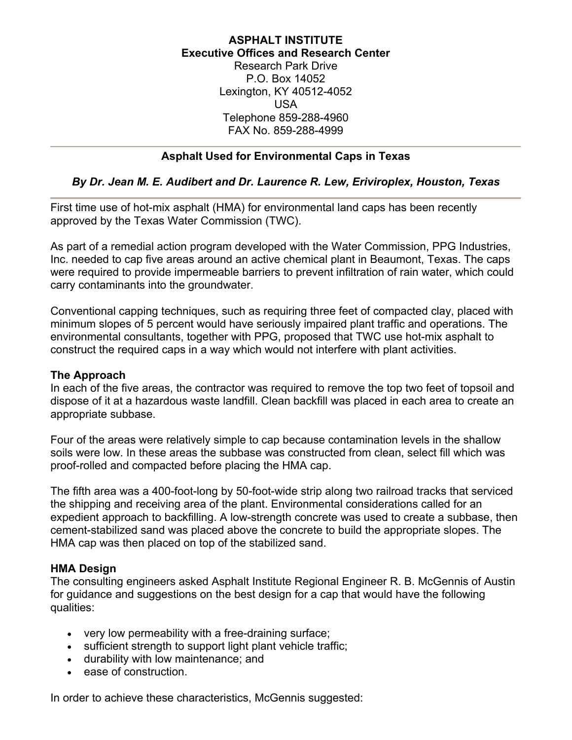**ASPHALT INSTITUTE**
**Executive Offices and Research Center**
Research Park Drive
P.O. Box 14052
Lexington, KY 40512-4052
USA
Telephone 859-288-4960
FAX No. 859-288-4999

---

## Asphalt Used for Environmental Caps in Texas

***By Dr. Jean M. E. Audibert and Dr. Laurence R. Lew, Eriviroplex, Houston, Texas***

---

First time use of hot-mix asphalt (HMA) for environmental land caps has been recently approved by the Texas Water Commission (TWC).

As part of a remedial action program developed with the Water Commission, PPG Industries, Inc. needed to cap five areas around an active chemical plant in Beaumont, Texas. The caps were required to provide impermeable barriers to prevent infiltration of rain water, which could carry contaminants into the groundwater.

Conventional capping techniques, such as requiring three feet of compacted clay, placed with minimum slopes of 5 percent would have seriously impaired plant traffic and operations. The environmental consultants, together with PPG, proposed that TWC use hot-mix asphalt to construct the required caps in a way which would not interfere with plant activities.

### The Approach

In each of the five areas, the contractor was required to remove the top two feet of topsoil and dispose of it at a hazardous waste landfill. Clean backfill was placed in each area to create an appropriate subbase.

Four of the areas were relatively simple to cap because contamination levels in the shallow soils were low. In these areas the subbase was constructed from clean, select fill which was proof-rolled and compacted before placing the HMA cap.

The fifth area was a 400-foot-long by 50-foot-wide strip along two railroad tracks that serviced the shipping and receiving area of the plant. Environmental considerations called for an expedient approach to backfilling. A low-strength concrete was used to create a subbase, then cement-stabilized sand was placed above the concrete to build the appropriate slopes. The HMA cap was then placed on top of the stabilized sand.

### HMA Design

The consulting engineers asked Asphalt Institute Regional Engineer R. B. McGennis of Austin for guidance and suggestions on the best design for a cap that would have the following qualities:

- very low permeability with a free-draining surface;
- sufficient strength to support light plant vehicle traffic;
- durability with low maintenance; and
- ease of construction.

In order to achieve these characteristics, McGennis suggested: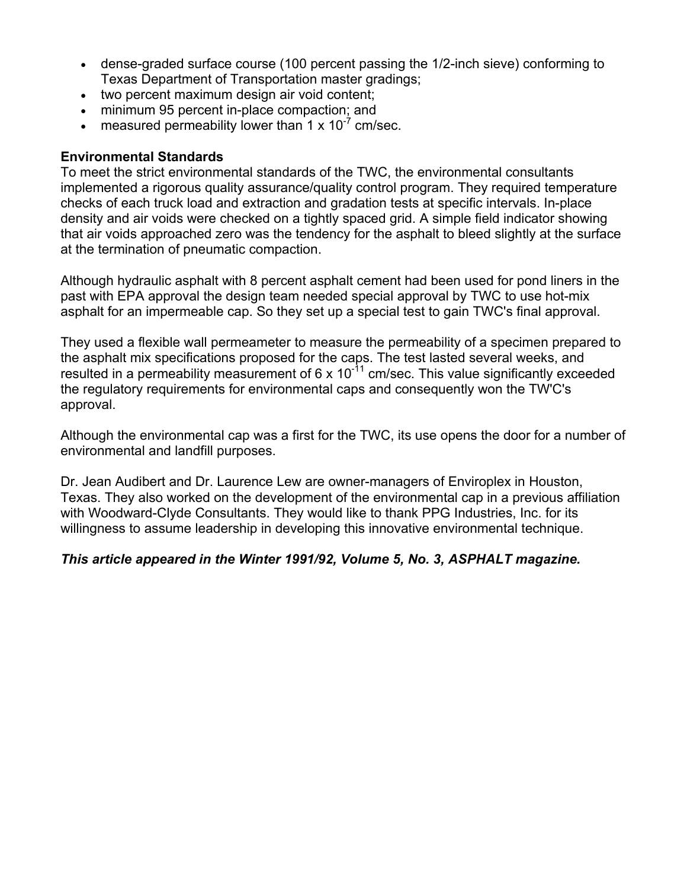- dense-graded surface course (100 percent passing the 1/2-inch sieve) conforming to Texas Department of Transportation master gradings;
- two percent maximum design air void content;
- minimum 95 percent in-place compaction; and
- measured permeability lower than $1 \times 10^{-7}$ cm/sec.

**Environmental Standards**

To meet the strict environmental standards of the TWC, the environmental consultants implemented a rigorous quality assurance/quality control program. They required temperature checks of each truck load and extraction and gradation tests at specific intervals. In-place density and air voids were checked on a tightly spaced grid. A simple field indicator showing that air voids approached zero was the tendency for the asphalt to bleed slightly at the surface at the termination of pneumatic compaction.

Although hydraulic asphalt with 8 percent asphalt cement had been used for pond liners in the past with EPA approval the design team needed special approval by TWC to use hot-mix asphalt for an impermeable cap. So they set up a special test to gain TWC's final approval.

They used a flexible wall permeameter to measure the permeability of a specimen prepared to the asphalt mix specifications proposed for the caps. The test lasted several weeks, and resulted in a permeability measurement of $6 \times 10^{-11}$ cm/sec. This value significantly exceeded the regulatory requirements for environmental caps and consequently won the TW'C's approval.

Although the environmental cap was a first for the TWC, its use opens the door for a number of environmental and landfill purposes.

Dr. Jean Audibert and Dr. Laurence Lew are owner-managers of Enviroplex in Houston, Texas. They also worked on the development of the environmental cap in a previous affiliation with Woodward-Clyde Consultants. They would like to thank PPG Industries, Inc. for its willingness to assume leadership in developing this innovative environmental technique.

***This article appeared in the Winter 1991/92, Volume 5, No. 3, ASPHALT magazine.***